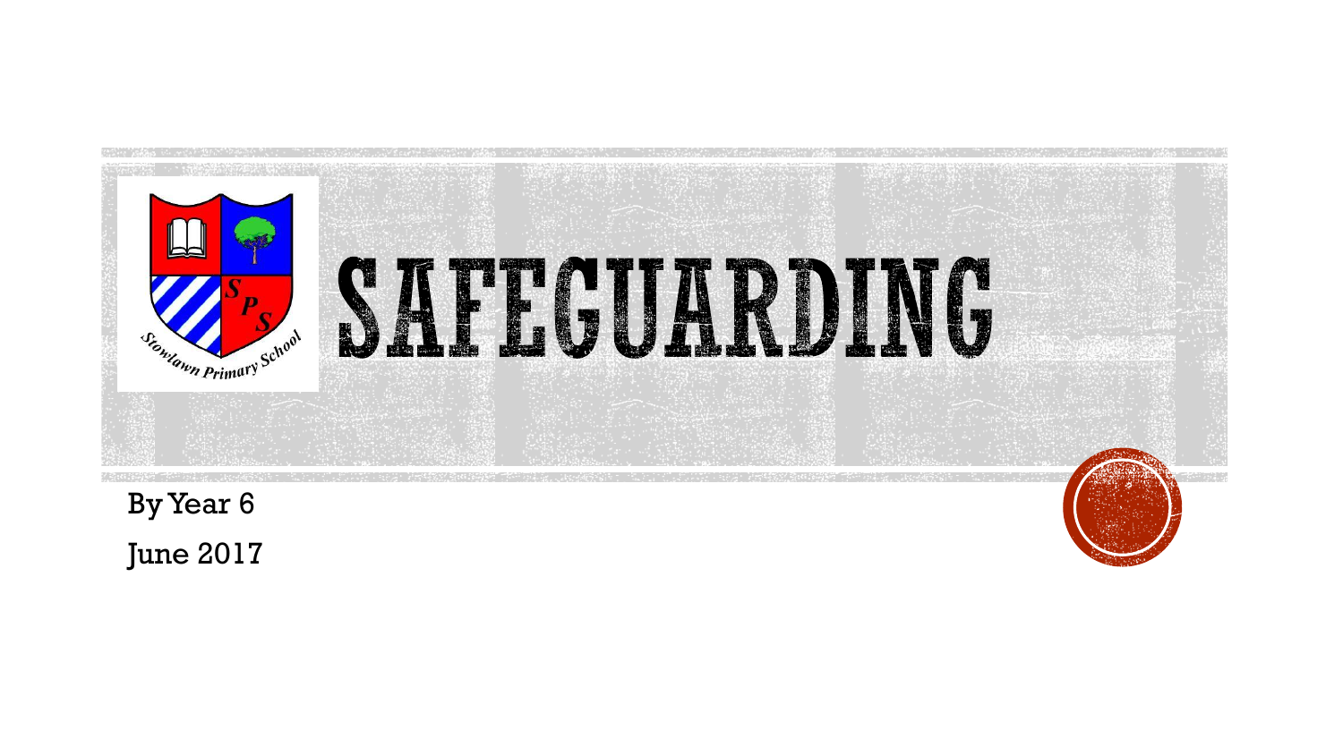# SAFEGUARDING

By Year 6

June 2017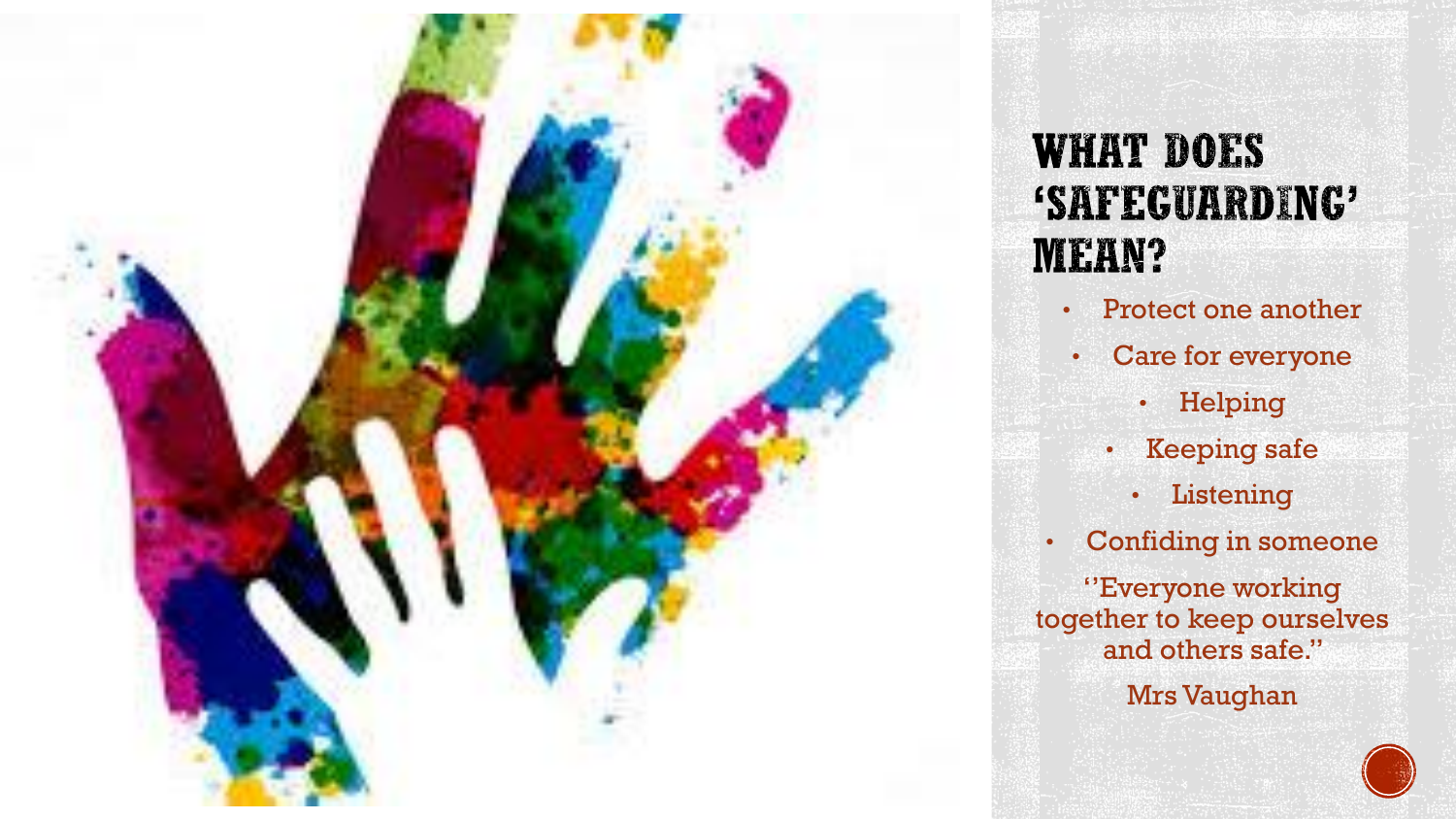# WHAT DOES 'SAFEGUARDING' MEAN?

- Protect one another
- Care for everyone
- Helping
- Keeping safe
- Listening
- Confiding in someone

''Everyone working together to keep ourselves and others safe.''

Mrs Vaughan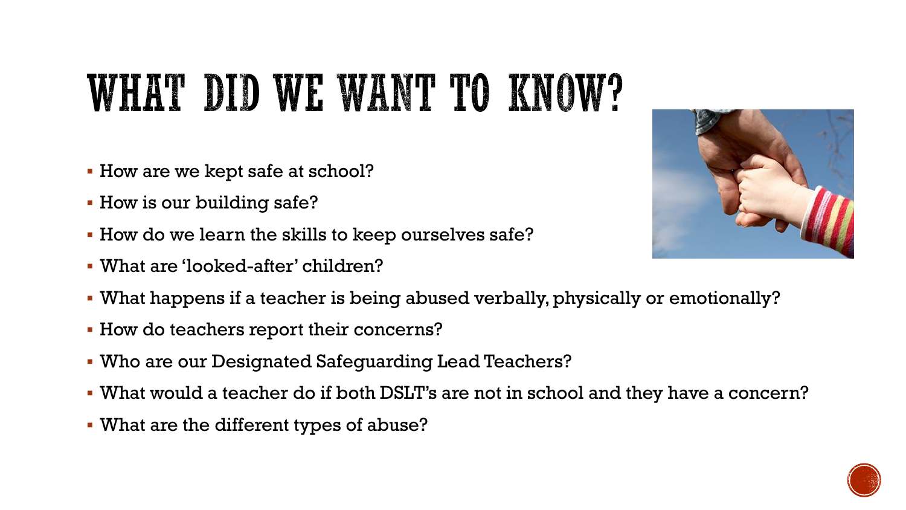# WHAT DID WE WANT TO KNOW?

- How are we kept safe at school?
- How is our building safe?
- How do we learn the skills to keep ourselves safe?
- What are 'looked-after' children?
- What happens if a teacher is being abused verbally, physically or emotionally?
- How do teachers report their concerns?
- Who are our Designated Safeguarding Lead Teachers?
- What would a teacher do if both DSLT's are not in school and they have a concern?
- What are the different types of abuse?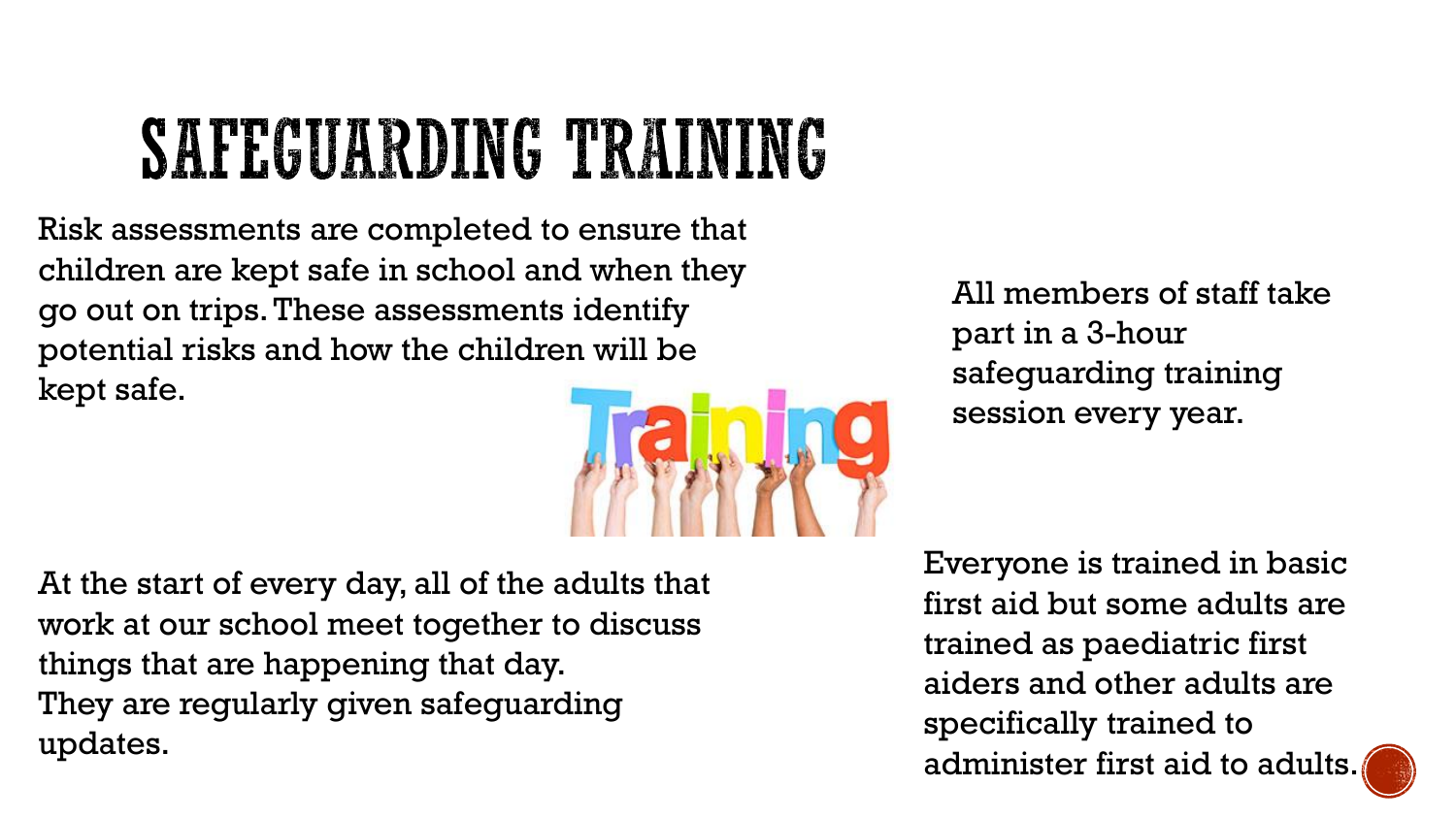# SAFEGUARDING TRAINING

Risk assessments are completed to ensure that children are kept safe in school and when they go out on trips. These assessments identify potential risks and how the children will be kept safe.

All members of staff take part in a 3-hour safeguarding training session every year.

At the start of every day, all of the adults that work at our school meet together to discuss things that are happening that day. They are regularly given safeguarding updates.

Everyone is trained in basic first aid but some adults are trained as paediatric first aiders and other adults are specifically trained to administer first aid to adults.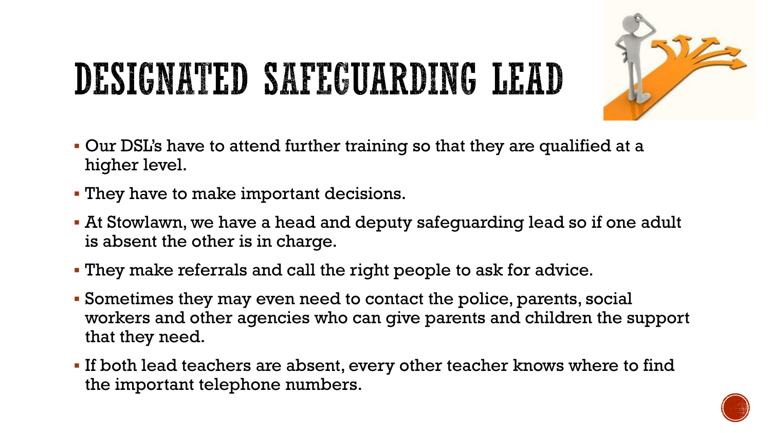# DESIGNATED SAFEGUARDING LEAD

- Our DSL's have to attend further training so that they are qualified at a higher level.
- They have to make important decisions.
- At Stowlawn, we have a head and deputy safeguarding lead so if one adult is absent the other is in charge.
- They make referrals and call the right people to ask for advice.
- Sometimes they may even need to contact the police, parents, social workers and other agencies who can give parents and children the support that they need.
- If both lead teachers are absent, every other teacher knows where to find the important telephone numbers.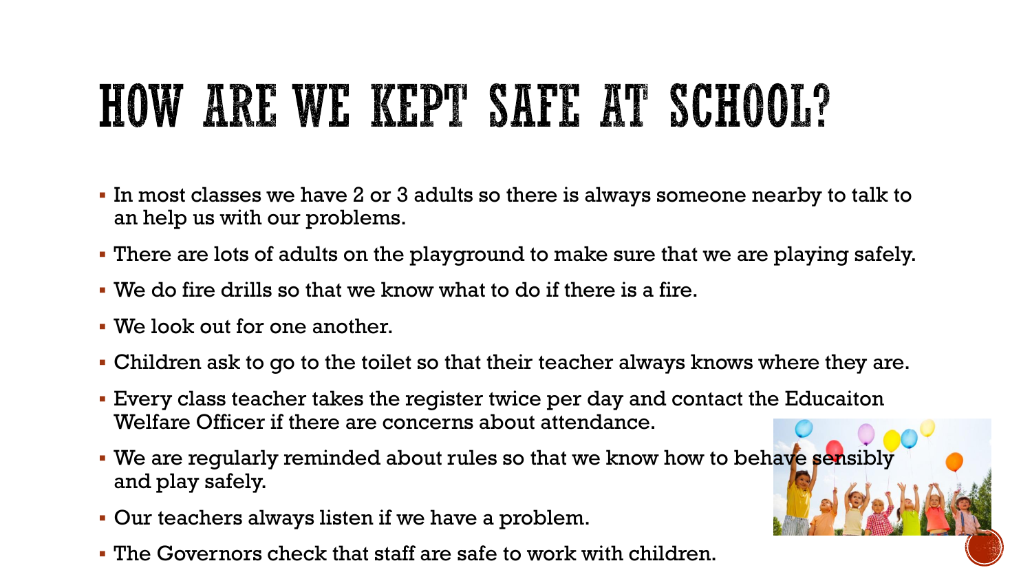# HOW ARE WE KEPT SAFE AT SCHOOL?

- In most classes we have 2 or 3 adults so there is always someone nearby to talk to an help us with our problems.
- There are lots of adults on the playground to make sure that we are playing safely.
- We do fire drills so that we know what to do if there is a fire.
- We look out for one another.
- Children ask to go to the toilet so that their teacher always knows where they are.
- Every class teacher takes the register twice per day and contact the Educaiton Welfare Officer if there are concerns about attendance.
- We are regularly reminded about rules so that we know how to behave sensibly and play safely.
- Our teachers always listen if we have a problem.
- The Governors check that staff are safe to work with children.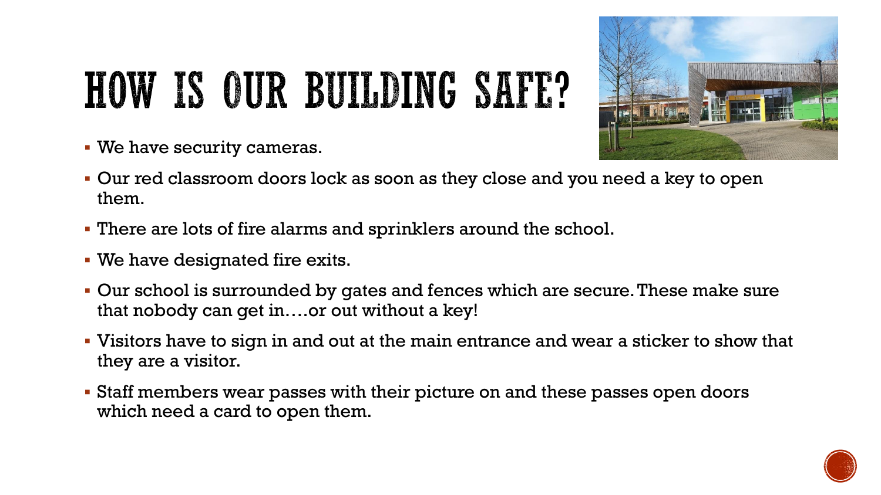# HOW IS OUR BUILDING SAFE?

- We have security cameras.
- Our red classroom doors lock as soon as they close and you need a key to open them.
- There are lots of fire alarms and sprinklers around the school.
- We have designated fire exits.
- Our school is surrounded by gates and fences which are secure. These make sure that nobody can get in….or out without a key!
- Visitors have to sign in and out at the main entrance and wear a sticker to show that they are a visitor.
- Staff members wear passes with their picture on and these passes open doors which need a card to open them.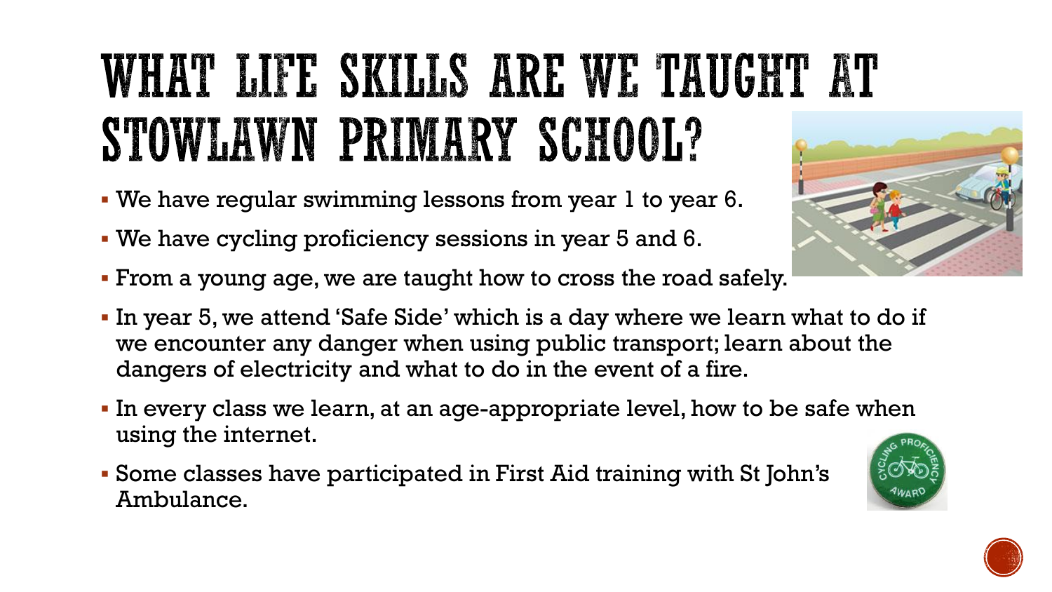# WHAT LIFE SKILLS ARE WE TAUGHT AT STOWLAWN PRIMARY SCHOOL?

- We have regular swimming lessons from year 1 to year 6.
- We have cycling proficiency sessions in year 5 and 6.
- From a young age, we are taught how to cross the road safely.
- In year 5, we attend 'Safe Side' which is a day where we learn what to do if we encounter any danger when using public transport; learn about the dangers of electricity and what to do in the event of a fire.
- In every class we learn, at an age-appropriate level, how to be safe when using the internet.
- Some classes have participated in First Aid training with St John's Ambulance.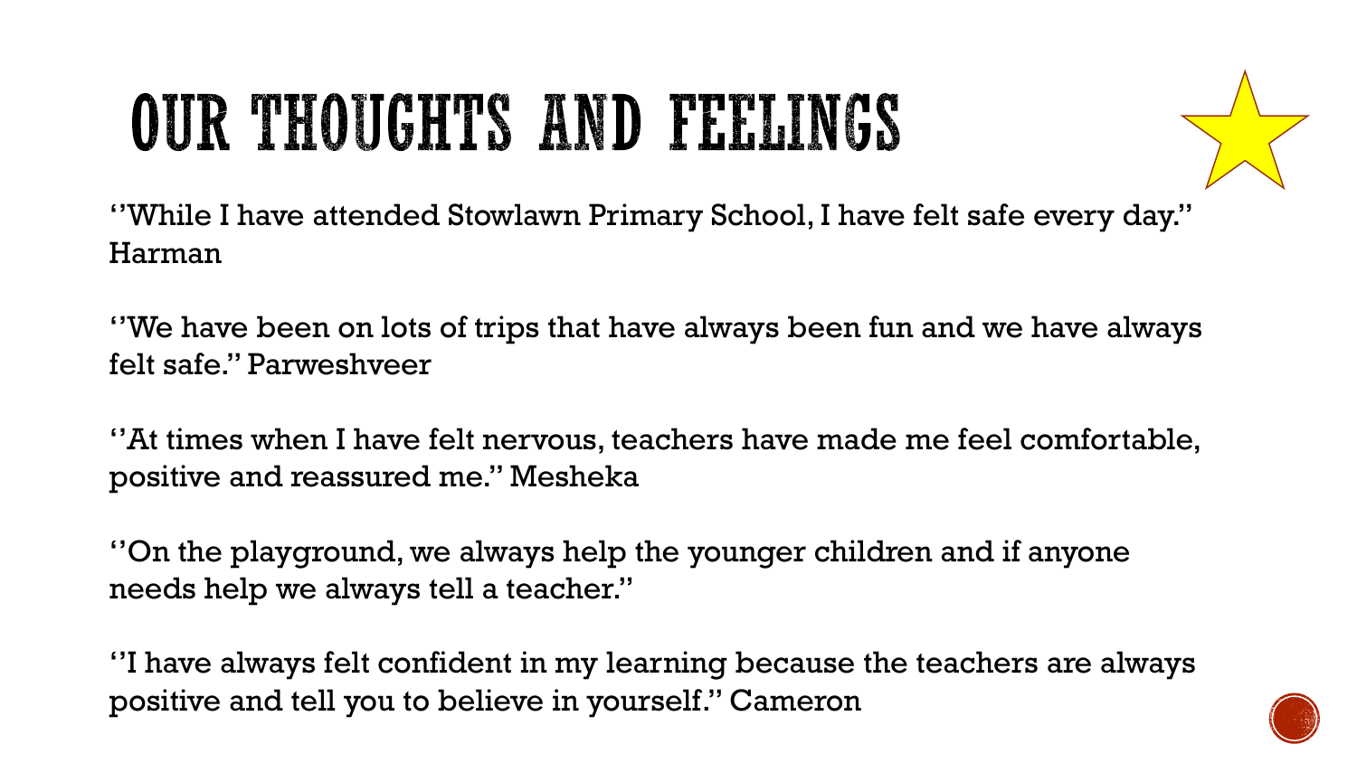# OUR THOUGHTS AND FEELINGS

''While I have attended Stowlawn Primary School, I have felt safe every day.'' Harman

''We have been on lots of trips that have always been fun and we have always felt safe.'' Parweshveer

''At times when I have felt nervous, teachers have made me feel comfortable, positive and reassured me.'' Mesheka

''On the playground, we always help the younger children and if anyone needs help we always tell a teacher.''

''I have always felt confident in my learning because the teachers are always positive and tell you to believe in yourself.'' Cameron